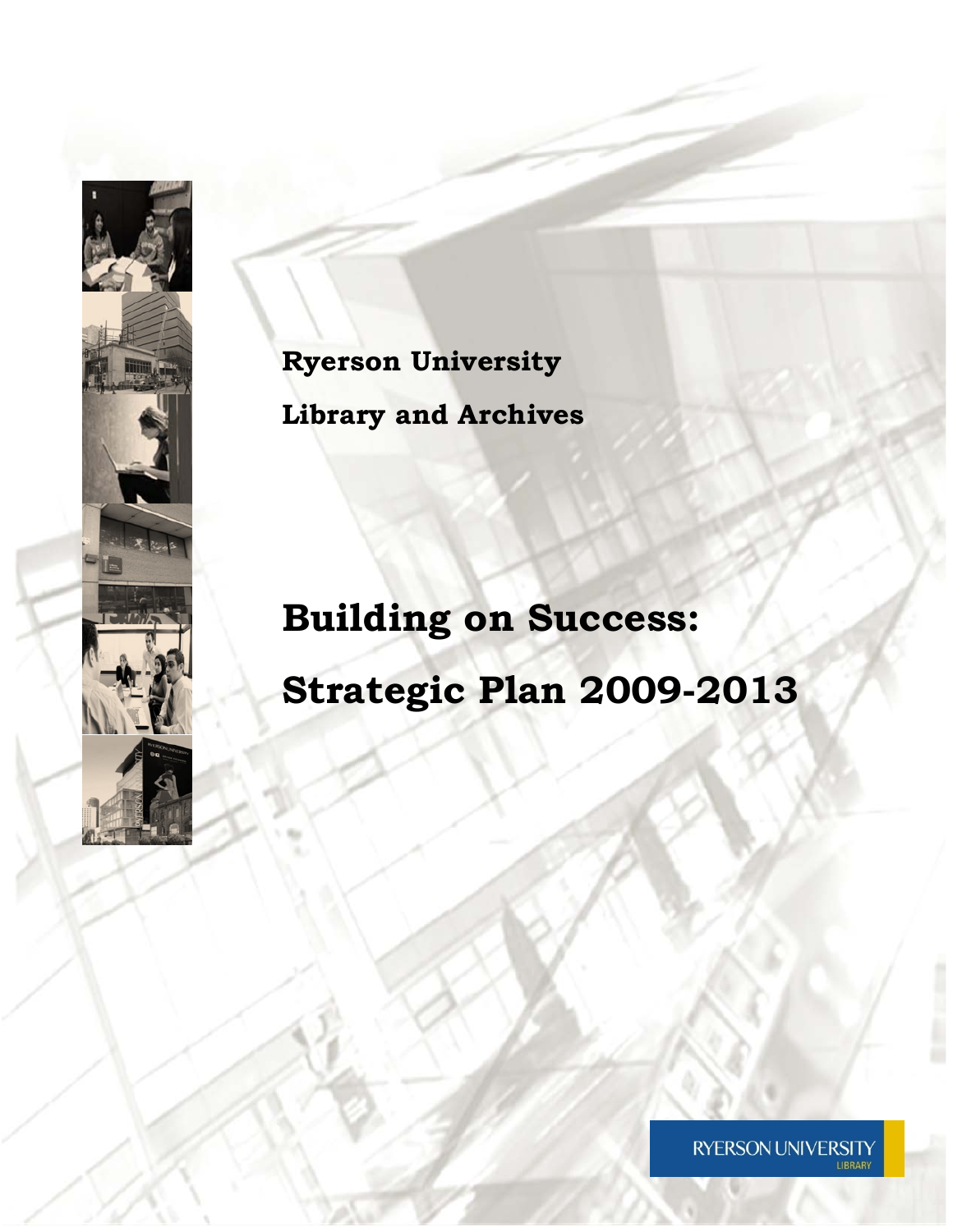**Ryerson University**

**Library and Archives**

# Building on Success:

# Strategic Plan 2009-2013

RYERSON UNIVERSITY
LIBRARY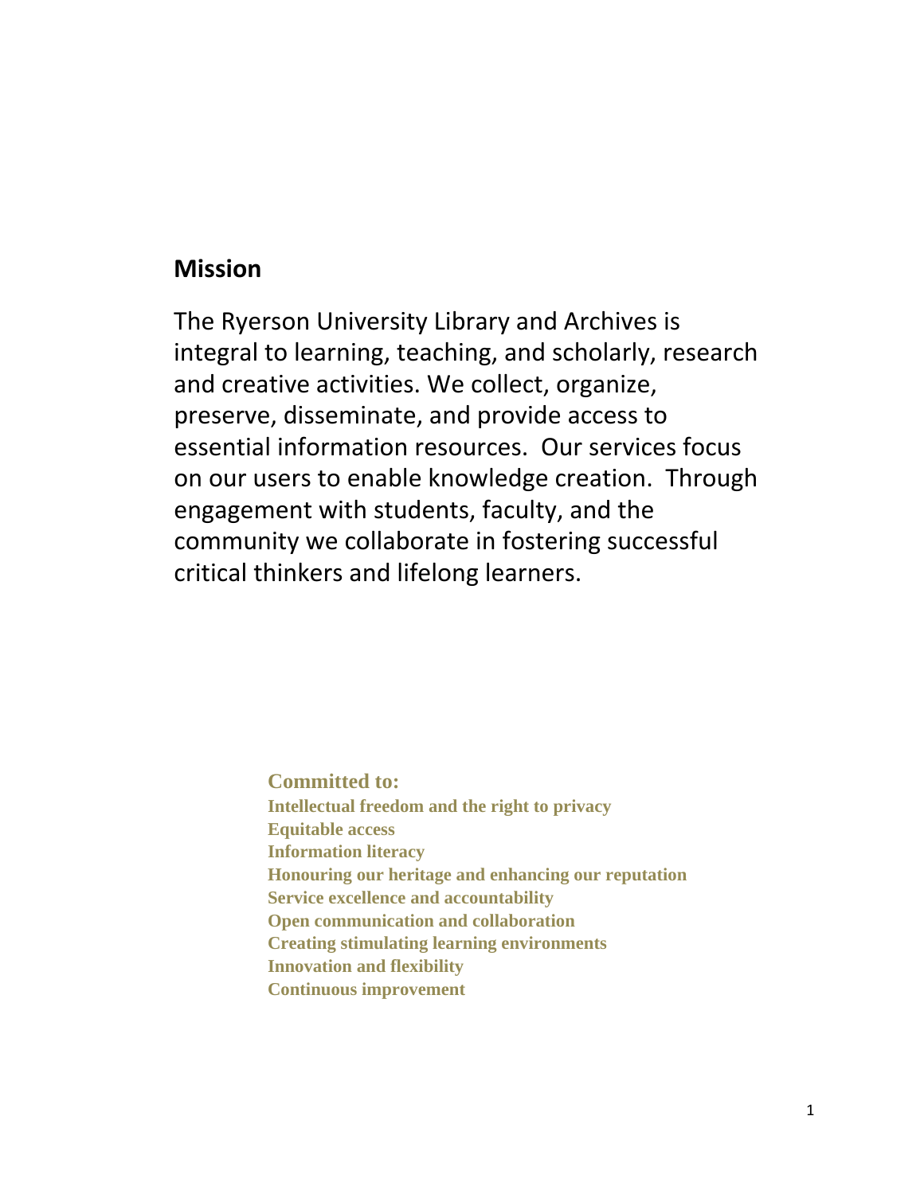## Mission

The Ryerson University Library and Archives is integral to learning, teaching, and scholarly, research and creative activities. We collect, organize, preserve, disseminate, and provide access to essential information resources. Our services focus on our users to enable knowledge creation. Through engagement with students, faculty, and the community we collaborate in fostering successful critical thinkers and lifelong learners.

**Committed to:**

**Intellectual freedom and the right to privacy**
**Equitable access**
**Information literacy**
**Honouring our heritage and enhancing our reputation**
**Service excellence and accountability**
**Open communication and collaboration**
**Creating stimulating learning environments**
**Innovation and flexibility**
**Continuous improvement**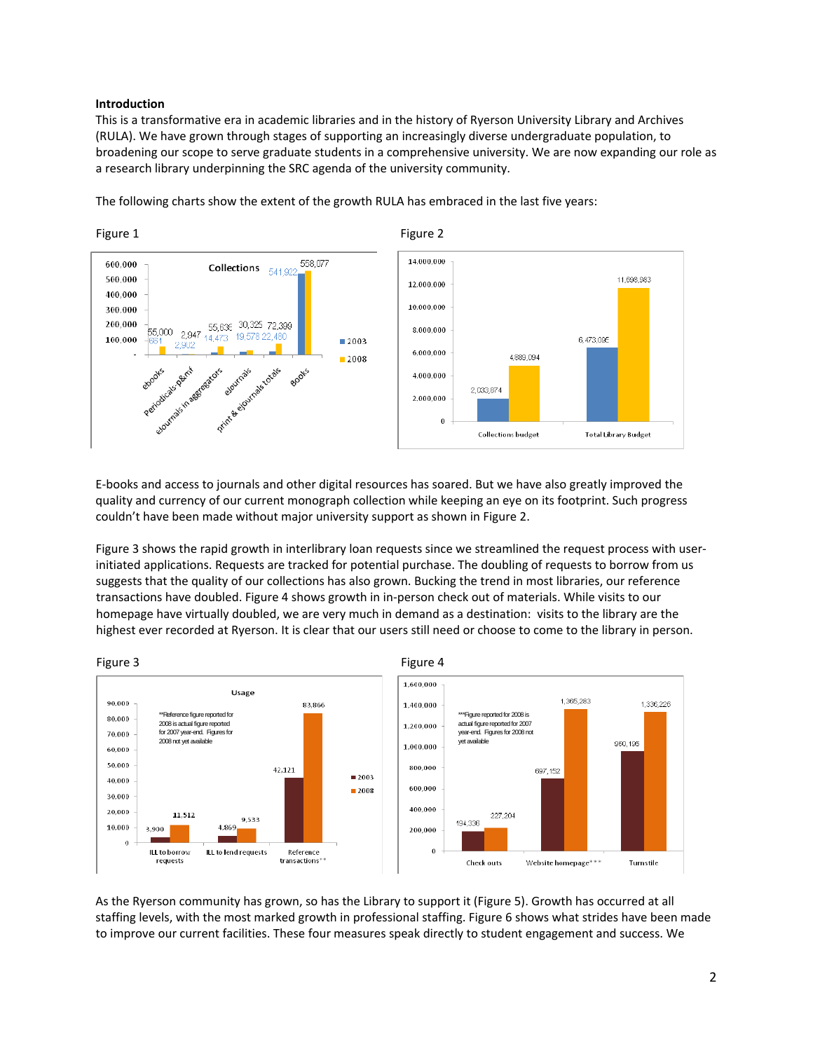**Introduction**

This is a transformative era in academic libraries and in the history of Ryerson University Library and Archives (RULA). We have grown through stages of supporting an increasingly diverse undergraduate population, to broadening our scope to serve graduate students in a comprehensive university. We are now expanding our role as a research library underpinning the SRC agenda of the university community.

The following charts show the extent of the growth RULA has embraced in the last five years:

Figure 1

Figure 2

E-books and access to journals and other digital resources has soared. But we have also greatly improved the quality and currency of our current monograph collection while keeping an eye on its footprint. Such progress couldn't have been made without major university support as shown in Figure 2.

Figure 3 shows the rapid growth in interlibrary loan requests since we streamlined the request process with user-initiated applications. Requests are tracked for potential purchase. The doubling of requests to borrow from us suggests that the quality of our collections has also grown. Bucking the trend in most libraries, our reference transactions have doubled. Figure 4 shows growth in in-person check out of materials. While visits to our homepage have virtually doubled, we are very much in demand as a destination: visits to the library are the highest ever recorded at Ryerson. It is clear that our users still need or choose to come to the library in person.

Figure 3

Figure 4

As the Ryerson community has grown, so has the Library to support it (Figure 5). Growth has occurred at all staffing levels, with the most marked growth in professional staffing. Figure 6 shows what strides have been made to improve our current facilities. These four measures speak directly to student engagement and success. We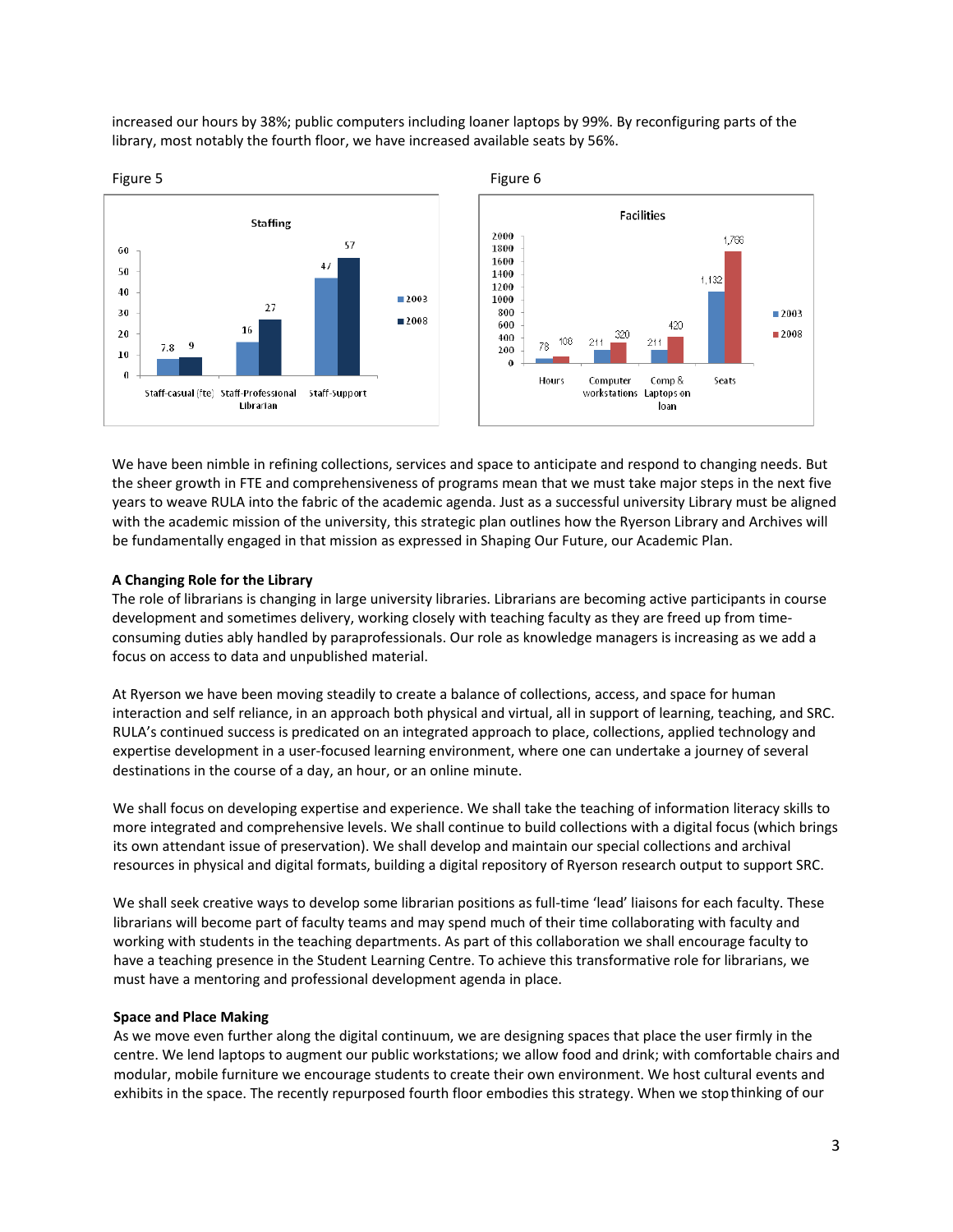increased our hours by 38%; public computers including loaner laptops by 99%. By reconfiguring parts of the library, most notably the fourth floor, we have increased available seats by 56%.

Figure 5

**Staffing**

| | 2003 | 2008 |
|---|---|---|
| Staff-casual (fte) | 7.8 | 9 |
| Staff-Professional Librarian | 16 | 27 |
| Staff-Support | 47 | 57 |

Figure 6

**Facilities**

| | 2003 | 2008 |
|---|---|---|
| Hours | 78 | 108 |
| Computer workstations | 211 | 320 |
| Comp & Laptops on loan | 211 | 420 |
| Seats | 1,132 | 1,766 |

We have been nimble in refining collections, services and space to anticipate and respond to changing needs. But the sheer growth in FTE and comprehensiveness of programs mean that we must take major steps in the next five years to weave RULA into the fabric of the academic agenda. Just as a successful university Library must be aligned with the academic mission of the university, this strategic plan outlines how the Ryerson Library and Archives will be fundamentally engaged in that mission as expressed in Shaping Our Future, our Academic Plan.

**A Changing Role for the Library**

The role of librarians is changing in large university libraries. Librarians are becoming active participants in course development and sometimes delivery, working closely with teaching faculty as they are freed up from time-consuming duties ably handled by paraprofessionals. Our role as knowledge managers is increasing as we add a focus on access to data and unpublished material.

At Ryerson we have been moving steadily to create a balance of collections, access, and space for human interaction and self reliance, in an approach both physical and virtual, all in support of learning, teaching, and SRC. RULA's continued success is predicated on an integrated approach to place, collections, applied technology and expertise development in a user-focused learning environment, where one can undertake a journey of several destinations in the course of a day, an hour, or an online minute.

We shall focus on developing expertise and experience. We shall take the teaching of information literacy skills to more integrated and comprehensive levels. We shall continue to build collections with a digital focus (which brings its own attendant issue of preservation). We shall develop and maintain our special collections and archival resources in physical and digital formats, building a digital repository of Ryerson research output to support SRC.

We shall seek creative ways to develop some librarian positions as full-time 'lead' liaisons for each faculty. These librarians will become part of faculty teams and may spend much of their time collaborating with faculty and working with students in the teaching departments. As part of this collaboration we shall encourage faculty to have a teaching presence in the Student Learning Centre. To achieve this transformative role for librarians, we must have a mentoring and professional development agenda in place.

**Space and Place Making**

As we move even further along the digital continuum, we are designing spaces that place the user firmly in the centre. We lend laptops to augment our public workstations; we allow food and drink; with comfortable chairs and modular, mobile furniture we encourage students to create their own environment. We host cultural events and exhibits in the space. The recently repurposed fourth floor embodies this strategy. When we stop thinking of our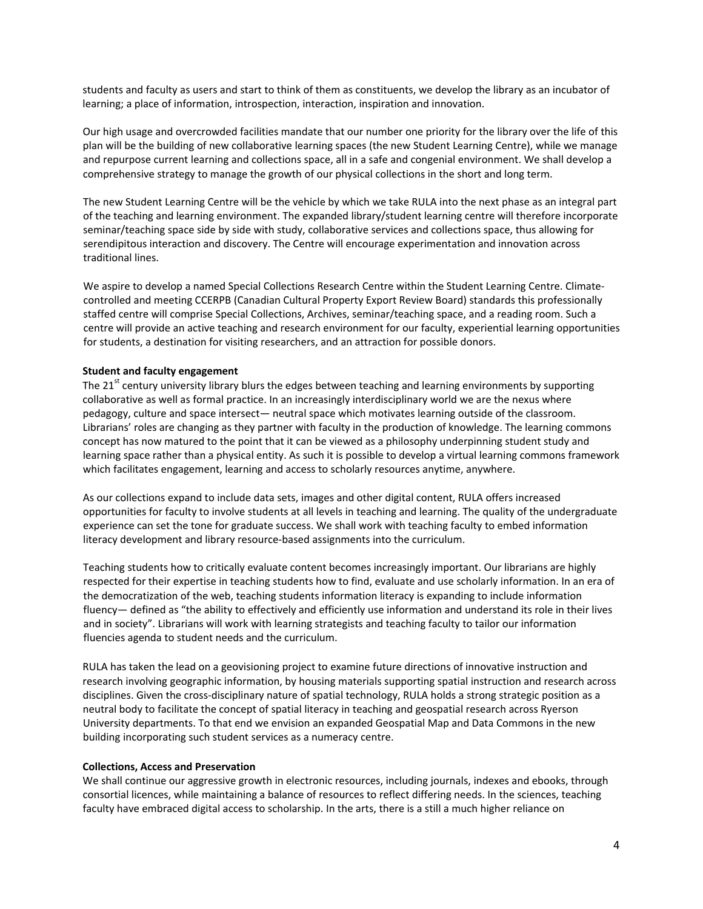students and faculty as users and start to think of them as constituents, we develop the library as an incubator of learning; a place of information, introspection, interaction, inspiration and innovation.

Our high usage and overcrowded facilities mandate that our number one priority for the library over the life of this plan will be the building of new collaborative learning spaces (the new Student Learning Centre), while we manage and repurpose current learning and collections space, all in a safe and congenial environment. We shall develop a comprehensive strategy to manage the growth of our physical collections in the short and long term.

The new Student Learning Centre will be the vehicle by which we take RULA into the next phase as an integral part of the teaching and learning environment. The expanded library/student learning centre will therefore incorporate seminar/teaching space side by side with study, collaborative services and collections space, thus allowing for serendipitous interaction and discovery. The Centre will encourage experimentation and innovation across traditional lines.

We aspire to develop a named Special Collections Research Centre within the Student Learning Centre. Climate-controlled and meeting CCERPB (Canadian Cultural Property Export Review Board) standards this professionally staffed centre will comprise Special Collections, Archives, seminar/teaching space, and a reading room. Such a centre will provide an active teaching and research environment for our faculty, experiential learning opportunities for students, a destination for visiting researchers, and an attraction for possible donors.

**Student and faculty engagement**

The 21st century university library blurs the edges between teaching and learning environments by supporting collaborative as well as formal practice. In an increasingly interdisciplinary world we are the nexus where pedagogy, culture and space intersect— neutral space which motivates learning outside of the classroom. Librarians' roles are changing as they partner with faculty in the production of knowledge. The learning commons concept has now matured to the point that it can be viewed as a philosophy underpinning student study and learning space rather than a physical entity. As such it is possible to develop a virtual learning commons framework which facilitates engagement, learning and access to scholarly resources anytime, anywhere.

As our collections expand to include data sets, images and other digital content, RULA offers increased opportunities for faculty to involve students at all levels in teaching and learning. The quality of the undergraduate experience can set the tone for graduate success. We shall work with teaching faculty to embed information literacy development and library resource-based assignments into the curriculum.

Teaching students how to critically evaluate content becomes increasingly important. Our librarians are highly respected for their expertise in teaching students how to find, evaluate and use scholarly information. In an era of the democratization of the web, teaching students information literacy is expanding to include information fluency— defined as "the ability to effectively and efficiently use information and understand its role in their lives and in society". Librarians will work with learning strategists and teaching faculty to tailor our information fluencies agenda to student needs and the curriculum.

RULA has taken the lead on a geovisioning project to examine future directions of innovative instruction and research involving geographic information, by housing materials supporting spatial instruction and research across disciplines. Given the cross-disciplinary nature of spatial technology, RULA holds a strong strategic position as a neutral body to facilitate the concept of spatial literacy in teaching and geospatial research across Ryerson University departments. To that end we envision an expanded Geospatial Map and Data Commons in the new building incorporating such student services as a numeracy centre.

**Collections, Access and Preservation**

We shall continue our aggressive growth in electronic resources, including journals, indexes and ebooks, through consortial licences, while maintaining a balance of resources to reflect differing needs. In the sciences, teaching faculty have embraced digital access to scholarship. In the arts, there is a still a much higher reliance on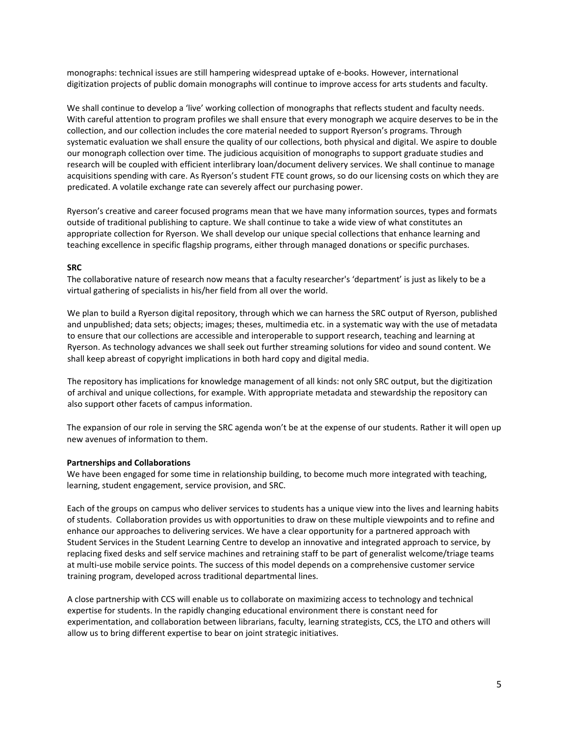monographs: technical issues are still hampering widespread uptake of e-books. However, international digitization projects of public domain monographs will continue to improve access for arts students and faculty.

We shall continue to develop a 'live' working collection of monographs that reflects student and faculty needs. With careful attention to program profiles we shall ensure that every monograph we acquire deserves to be in the collection, and our collection includes the core material needed to support Ryerson's programs. Through systematic evaluation we shall ensure the quality of our collections, both physical and digital. We aspire to double our monograph collection over time. The judicious acquisition of monographs to support graduate studies and research will be coupled with efficient interlibrary loan/document delivery services. We shall continue to manage acquisitions spending with care. As Ryerson's student FTE count grows, so do our licensing costs on which they are predicated. A volatile exchange rate can severely affect our purchasing power.

Ryerson's creative and career focused programs mean that we have many information sources, types and formats outside of traditional publishing to capture. We shall continue to take a wide view of what constitutes an appropriate collection for Ryerson. We shall develop our unique special collections that enhance learning and teaching excellence in specific flagship programs, either through managed donations or specific purchases.

**SRC**

The collaborative nature of research now means that a faculty researcher's 'department' is just as likely to be a virtual gathering of specialists in his/her field from all over the world.

We plan to build a Ryerson digital repository, through which we can harness the SRC output of Ryerson, published and unpublished; data sets; objects; images; theses, multimedia etc. in a systematic way with the use of metadata to ensure that our collections are accessible and interoperable to support research, teaching and learning at Ryerson. As technology advances we shall seek out further streaming solutions for video and sound content. We shall keep abreast of copyright implications in both hard copy and digital media.

The repository has implications for knowledge management of all kinds: not only SRC output, but the digitization of archival and unique collections, for example. With appropriate metadata and stewardship the repository can also support other facets of campus information.

The expansion of our role in serving the SRC agenda won't be at the expense of our students. Rather it will open up new avenues of information to them.

**Partnerships and Collaborations**

We have been engaged for some time in relationship building, to become much more integrated with teaching, learning, student engagement, service provision, and SRC.

Each of the groups on campus who deliver services to students has a unique view into the lives and learning habits of students. Collaboration provides us with opportunities to draw on these multiple viewpoints and to refine and enhance our approaches to delivering services. We have a clear opportunity for a partnered approach with Student Services in the Student Learning Centre to develop an innovative and integrated approach to service, by replacing fixed desks and self service machines and retraining staff to be part of generalist welcome/triage teams at multi-use mobile service points. The success of this model depends on a comprehensive customer service training program, developed across traditional departmental lines.

A close partnership with CCS will enable us to collaborate on maximizing access to technology and technical expertise for students. In the rapidly changing educational environment there is constant need for experimentation, and collaboration between librarians, faculty, learning strategists, CCS, the LTO and others will allow us to bring different expertise to bear on joint strategic initiatives.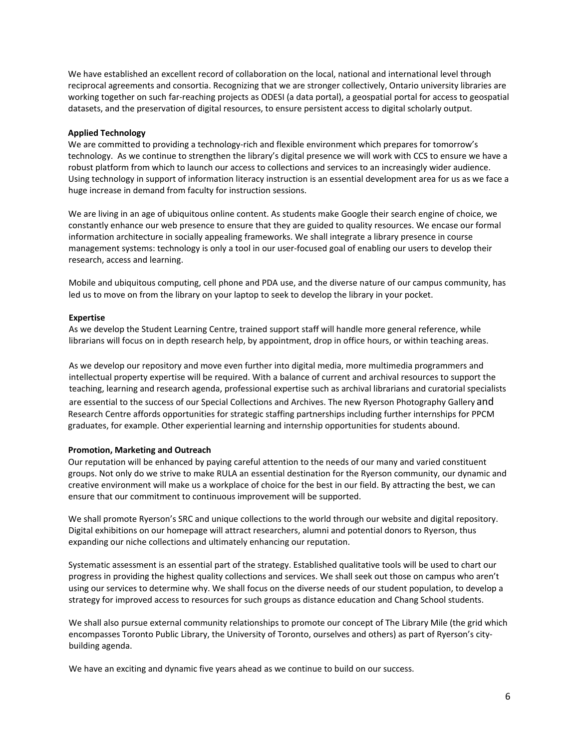We have established an excellent record of collaboration on the local, national and international level through reciprocal agreements and consortia. Recognizing that we are stronger collectively, Ontario university libraries are working together on such far-reaching projects as ODESI (a data portal), a geospatial portal for access to geospatial datasets, and the preservation of digital resources, to ensure persistent access to digital scholarly output.

**Applied Technology**

We are committed to providing a technology-rich and flexible environment which prepares for tomorrow's technology. As we continue to strengthen the library's digital presence we will work with CCS to ensure we have a robust platform from which to launch our access to collections and services to an increasingly wider audience. Using technology in support of information literacy instruction is an essential development area for us as we face a huge increase in demand from faculty for instruction sessions.

We are living in an age of ubiquitous online content. As students make Google their search engine of choice, we constantly enhance our web presence to ensure that they are guided to quality resources. We encase our formal information architecture in socially appealing frameworks. We shall integrate a library presence in course management systems: technology is only a tool in our user-focused goal of enabling our users to develop their research, access and learning.

Mobile and ubiquitous computing, cell phone and PDA use, and the diverse nature of our campus community, has led us to move on from the library on your laptop to seek to develop the library in your pocket.

**Expertise**

As we develop the Student Learning Centre, trained support staff will handle more general reference, while librarians will focus on in depth research help, by appointment, drop in office hours, or within teaching areas.

As we develop our repository and move even further into digital media, more multimedia programmers and intellectual property expertise will be required. With a balance of current and archival resources to support the teaching, learning and research agenda, professional expertise such as archival librarians and curatorial specialists are essential to the success of our Special Collections and Archives. The new Ryerson Photography Gallery and Research Centre affords opportunities for strategic staffing partnerships including further internships for PPCM graduates, for example. Other experiential learning and internship opportunities for students abound.

**Promotion, Marketing and Outreach**

Our reputation will be enhanced by paying careful attention to the needs of our many and varied constituent groups. Not only do we strive to make RULA an essential destination for the Ryerson community, our dynamic and creative environment will make us a workplace of choice for the best in our field. By attracting the best, we can ensure that our commitment to continuous improvement will be supported.

We shall promote Ryerson's SRC and unique collections to the world through our website and digital repository. Digital exhibitions on our homepage will attract researchers, alumni and potential donors to Ryerson, thus expanding our niche collections and ultimately enhancing our reputation.

Systematic assessment is an essential part of the strategy. Established qualitative tools will be used to chart our progress in providing the highest quality collections and services. We shall seek out those on campus who aren't using our services to determine why. We shall focus on the diverse needs of our student population, to develop a strategy for improved access to resources for such groups as distance education and Chang School students.

We shall also pursue external community relationships to promote our concept of The Library Mile (the grid which encompasses Toronto Public Library, the University of Toronto, ourselves and others) as part of Ryerson's city-building agenda.

We have an exciting and dynamic five years ahead as we continue to build on our success.